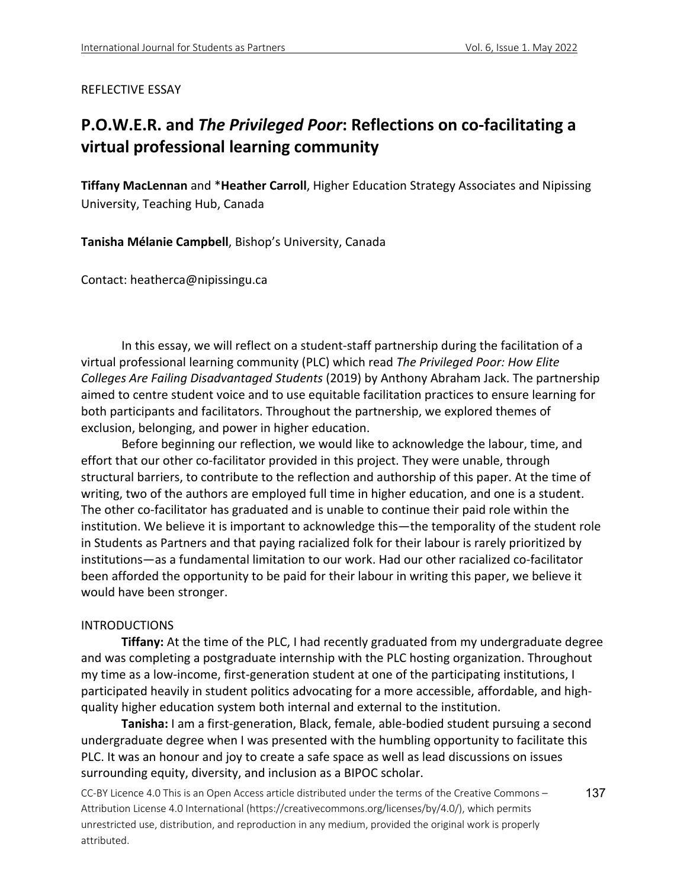REFLECTIVE ESSAY

# P.O.W.E.R. and *The Privileged Poor*: Reflections on co-facilitating a virtual professional learning community

**Tiffany MacLennan** and ***Heather Carroll**, Higher Education Strategy Associates and Nipissing University, Teaching Hub, Canada

**Tanisha Mélanie Campbell**, Bishop's University, Canada

Contact: heatherca@nipissingu.ca

In this essay, we will reflect on a student-staff partnership during the facilitation of a virtual professional learning community (PLC) which read *The Privileged Poor: How Elite Colleges Are Failing Disadvantaged Students* (2019) by Anthony Abraham Jack. The partnership aimed to centre student voice and to use equitable facilitation practices to ensure learning for both participants and facilitators. Throughout the partnership, we explored themes of exclusion, belonging, and power in higher education.

Before beginning our reflection, we would like to acknowledge the labour, time, and effort that our other co-facilitator provided in this project. They were unable, through structural barriers, to contribute to the reflection and authorship of this paper. At the time of writing, two of the authors are employed full time in higher education, and one is a student. The other co-facilitator has graduated and is unable to continue their paid role within the institution. We believe it is important to acknowledge this—the temporality of the student role in Students as Partners and that paying racialized folk for their labour is rarely prioritized by institutions—as a fundamental limitation to our work. Had our other racialized co-facilitator been afforded the opportunity to be paid for their labour in writing this paper, we believe it would have been stronger.

## INTRODUCTIONS

**Tiffany:** At the time of the PLC, I had recently graduated from my undergraduate degree and was completing a postgraduate internship with the PLC hosting organization. Throughout my time as a low-income, first-generation student at one of the participating institutions, I participated heavily in student politics advocating for a more accessible, affordable, and high-quality higher education system both internal and external to the institution.

**Tanisha:** I am a first-generation, Black, female, able-bodied student pursuing a second undergraduate degree when I was presented with the humbling opportunity to facilitate this PLC. It was an honour and joy to create a safe space as well as lead discussions on issues surrounding equity, diversity, and inclusion as a BIPOC scholar.

CC-BY Licence 4.0 This is an Open Access article distributed under the terms of the Creative Commons – Attribution License 4.0 International (https://creativecommons.org/licenses/by/4.0/), which permits unrestricted use, distribution, and reproduction in any medium, provided the original work is properly attributed.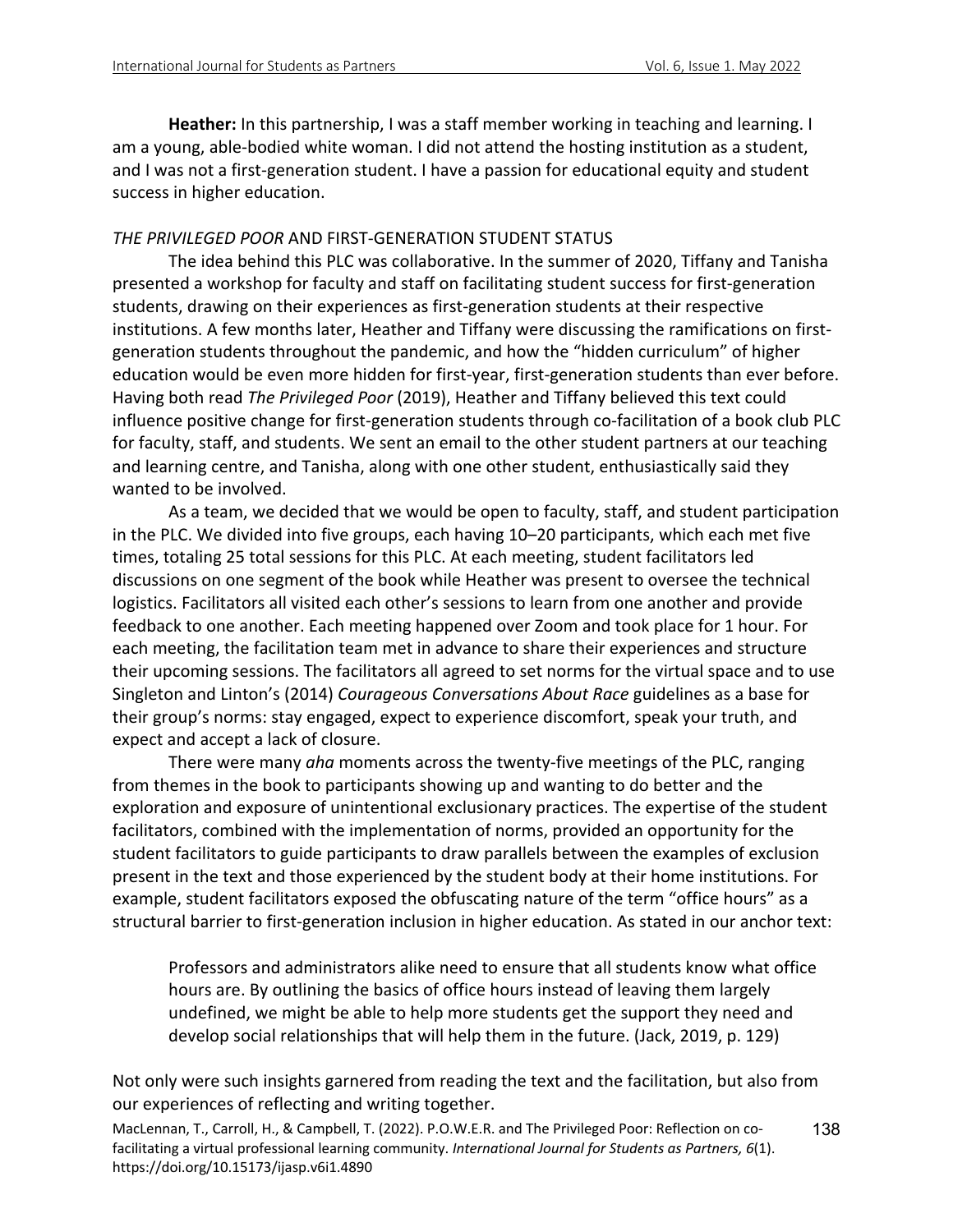**Heather:** In this partnership, I was a staff member working in teaching and learning. I am a young, able-bodied white woman. I did not attend the hosting institution as a student, and I was not a first-generation student. I have a passion for educational equity and student success in higher education.

## *THE PRIVILEGED POOR* AND FIRST-GENERATION STUDENT STATUS

The idea behind this PLC was collaborative. In the summer of 2020, Tiffany and Tanisha presented a workshop for faculty and staff on facilitating student success for first-generation students, drawing on their experiences as first-generation students at their respective institutions. A few months later, Heather and Tiffany were discussing the ramifications on first-generation students throughout the pandemic, and how the "hidden curriculum" of higher education would be even more hidden for first-year, first-generation students than ever before. Having both read *The Privileged Poor* (2019), Heather and Tiffany believed this text could influence positive change for first-generation students through co-facilitation of a book club PLC for faculty, staff, and students. We sent an email to the other student partners at our teaching and learning centre, and Tanisha, along with one other student, enthusiastically said they wanted to be involved.

As a team, we decided that we would be open to faculty, staff, and student participation in the PLC. We divided into five groups, each having 10–20 participants, which each met five times, totaling 25 total sessions for this PLC. At each meeting, student facilitators led discussions on one segment of the book while Heather was present to oversee the technical logistics. Facilitators all visited each other's sessions to learn from one another and provide feedback to one another. Each meeting happened over Zoom and took place for 1 hour. For each meeting, the facilitation team met in advance to share their experiences and structure their upcoming sessions. The facilitators all agreed to set norms for the virtual space and to use Singleton and Linton's (2014) *Courageous Conversations About Race* guidelines as a base for their group's norms: stay engaged, expect to experience discomfort, speak your truth, and expect and accept a lack of closure.

There were many *aha* moments across the twenty-five meetings of the PLC, ranging from themes in the book to participants showing up and wanting to do better and the exploration and exposure of unintentional exclusionary practices. The expertise of the student facilitators, combined with the implementation of norms, provided an opportunity for the student facilitators to guide participants to draw parallels between the examples of exclusion present in the text and those experienced by the student body at their home institutions. For example, student facilitators exposed the obfuscating nature of the term "office hours" as a structural barrier to first-generation inclusion in higher education. As stated in our anchor text:

> Professors and administrators alike need to ensure that all students know what office hours are. By outlining the basics of office hours instead of leaving them largely undefined, we might be able to help more students get the support they need and develop social relationships that will help them in the future. (Jack, 2019, p. 129)

Not only were such insights garnered from reading the text and the facilitation, but also from our experiences of reflecting and writing together.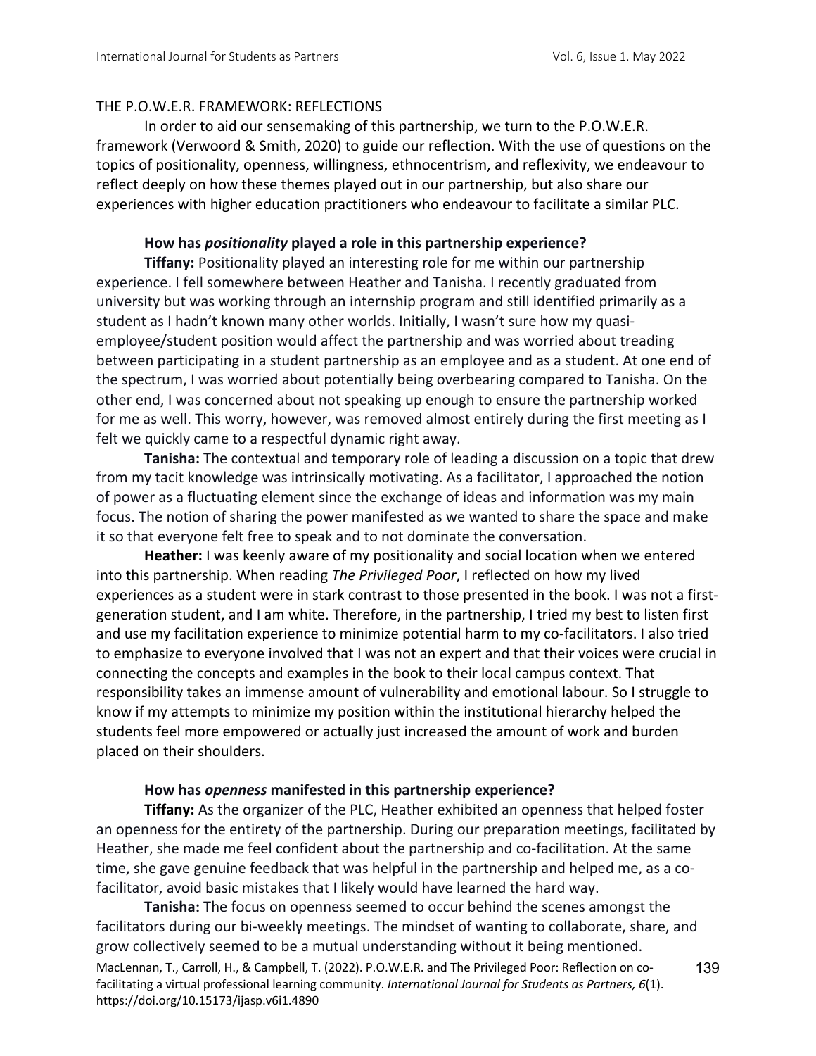THE P.O.W.E.R. FRAMEWORK: REFLECTIONS

In order to aid our sensemaking of this partnership, we turn to the P.O.W.E.R. framework (Verwoord & Smith, 2020) to guide our reflection. With the use of questions on the topics of positionality, openness, willingness, ethnocentrism, and reflexivity, we endeavour to reflect deeply on how these themes played out in our partnership, but also share our experiences with higher education practitioners who endeavour to facilitate a similar PLC.

**How has *positionality* played a role in this partnership experience?**

**Tiffany:** Positionality played an interesting role for me within our partnership experience. I fell somewhere between Heather and Tanisha. I recently graduated from university but was working through an internship program and still identified primarily as a student as I hadn't known many other worlds. Initially, I wasn't sure how my quasi-employee/student position would affect the partnership and was worried about treading between participating in a student partnership as an employee and as a student. At one end of the spectrum, I was worried about potentially being overbearing compared to Tanisha. On the other end, I was concerned about not speaking up enough to ensure the partnership worked for me as well. This worry, however, was removed almost entirely during the first meeting as I felt we quickly came to a respectful dynamic right away.

**Tanisha:** The contextual and temporary role of leading a discussion on a topic that drew from my tacit knowledge was intrinsically motivating. As a facilitator, I approached the notion of power as a fluctuating element since the exchange of ideas and information was my main focus. The notion of sharing the power manifested as we wanted to share the space and make it so that everyone felt free to speak and to not dominate the conversation.

**Heather:** I was keenly aware of my positionality and social location when we entered into this partnership. When reading *The Privileged Poor*, I reflected on how my lived experiences as a student were in stark contrast to those presented in the book. I was not a first-generation student, and I am white. Therefore, in the partnership, I tried my best to listen first and use my facilitation experience to minimize potential harm to my co-facilitators. I also tried to emphasize to everyone involved that I was not an expert and that their voices were crucial in connecting the concepts and examples in the book to their local campus context. That responsibility takes an immense amount of vulnerability and emotional labour. So I struggle to know if my attempts to minimize my position within the institutional hierarchy helped the students feel more empowered or actually just increased the amount of work and burden placed on their shoulders.

**How has *openness* manifested in this partnership experience?**

**Tiffany:** As the organizer of the PLC, Heather exhibited an openness that helped foster an openness for the entirety of the partnership. During our preparation meetings, facilitated by Heather, she made me feel confident about the partnership and co-facilitation. At the same time, she gave genuine feedback that was helpful in the partnership and helped me, as a co-facilitator, avoid basic mistakes that I likely would have learned the hard way.

**Tanisha:** The focus on openness seemed to occur behind the scenes amongst the facilitators during our bi-weekly meetings. The mindset of wanting to collaborate, share, and grow collectively seemed to be a mutual understanding without it being mentioned.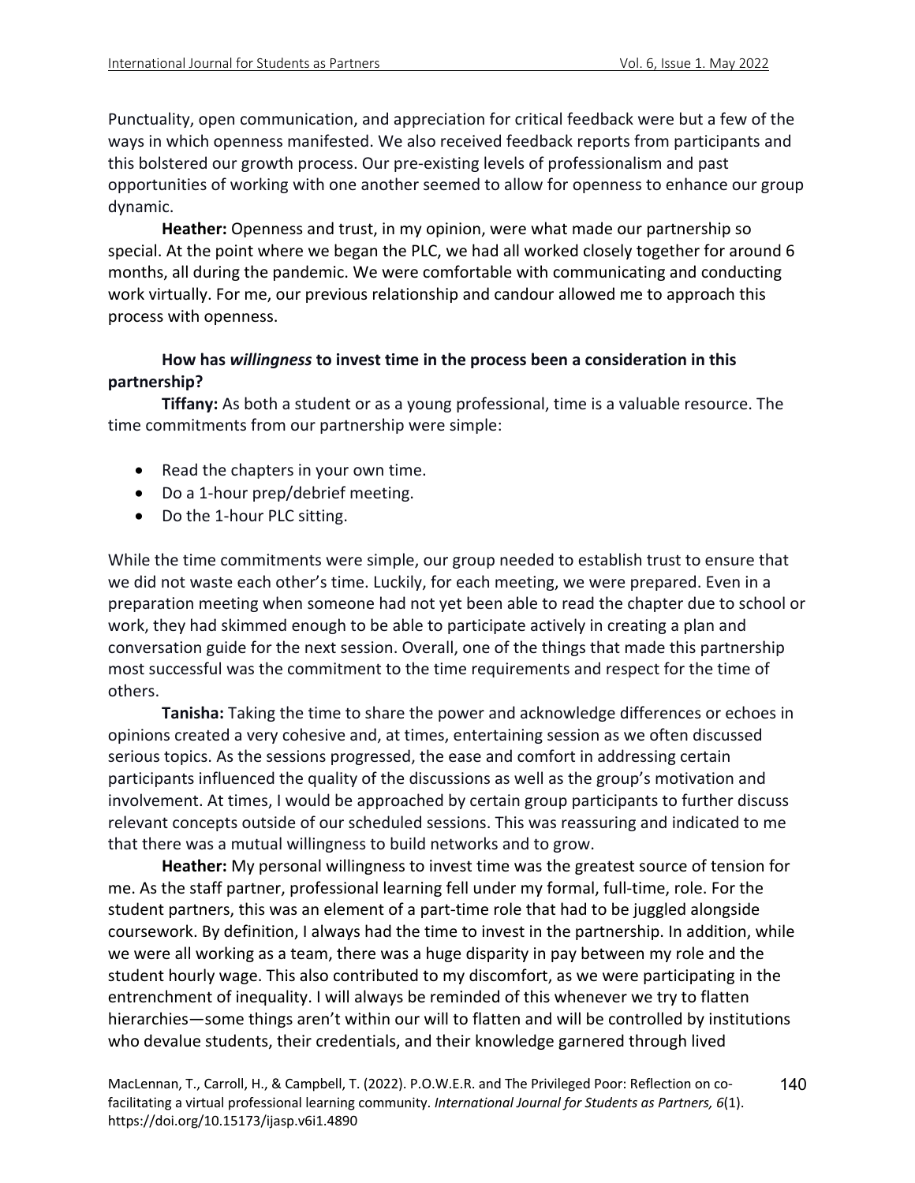Punctuality, open communication, and appreciation for critical feedback were but a few of the ways in which openness manifested. We also received feedback reports from participants and this bolstered our growth process. Our pre-existing levels of professionalism and past opportunities of working with one another seemed to allow for openness to enhance our group dynamic.

**Heather:** Openness and trust, in my opinion, were what made our partnership so special. At the point where we began the PLC, we had all worked closely together for around 6 months, all during the pandemic. We were comfortable with communicating and conducting work virtually. For me, our previous relationship and candour allowed me to approach this process with openness.

**How has *willingness* to invest time in the process been a consideration in this partnership?**

**Tiffany:** As both a student or as a young professional, time is a valuable resource. The time commitments from our partnership were simple:

- Read the chapters in your own time.
- Do a 1-hour prep/debrief meeting.
- Do the 1-hour PLC sitting.

While the time commitments were simple, our group needed to establish trust to ensure that we did not waste each other's time. Luckily, for each meeting, we were prepared. Even in a preparation meeting when someone had not yet been able to read the chapter due to school or work, they had skimmed enough to be able to participate actively in creating a plan and conversation guide for the next session. Overall, one of the things that made this partnership most successful was the commitment to the time requirements and respect for the time of others.

**Tanisha:** Taking the time to share the power and acknowledge differences or echoes in opinions created a very cohesive and, at times, entertaining session as we often discussed serious topics. As the sessions progressed, the ease and comfort in addressing certain participants influenced the quality of the discussions as well as the group's motivation and involvement. At times, I would be approached by certain group participants to further discuss relevant concepts outside of our scheduled sessions. This was reassuring and indicated to me that there was a mutual willingness to build networks and to grow.

**Heather:** My personal willingness to invest time was the greatest source of tension for me. As the staff partner, professional learning fell under my formal, full-time, role. For the student partners, this was an element of a part-time role that had to be juggled alongside coursework. By definition, I always had the time to invest in the partnership. In addition, while we were all working as a team, there was a huge disparity in pay between my role and the student hourly wage. This also contributed to my discomfort, as we were participating in the entrenchment of inequality. I will always be reminded of this whenever we try to flatten hierarchies—some things aren't within our will to flatten and will be controlled by institutions who devalue students, their credentials, and their knowledge garnered through lived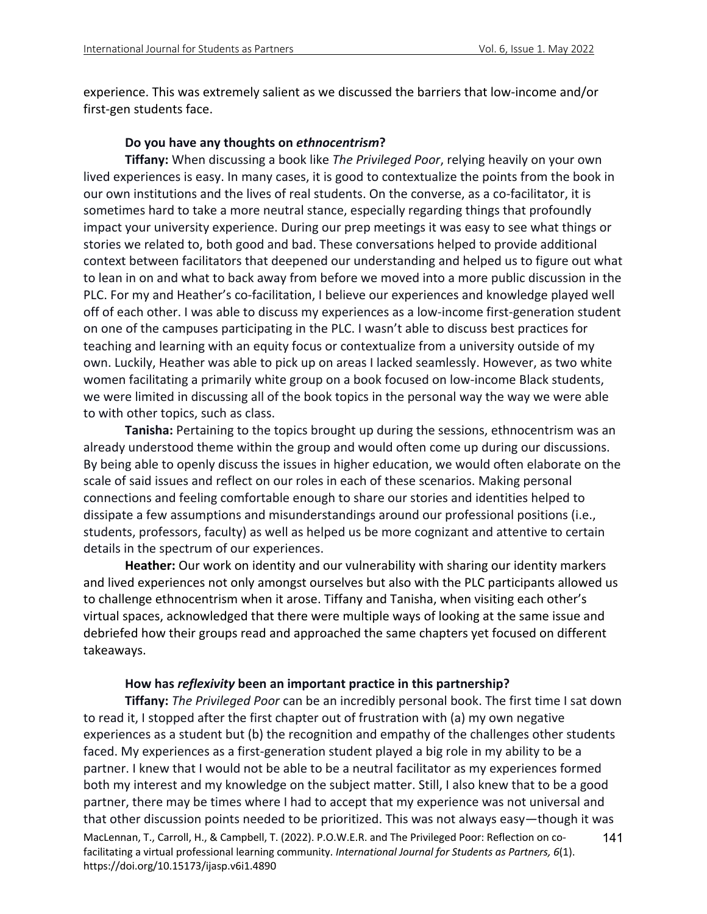experience. This was extremely salient as we discussed the barriers that low-income and/or first-gen students face.

**Do you have any thoughts on *ethnocentrism*?**

**Tiffany:** When discussing a book like *The Privileged Poor*, relying heavily on your own lived experiences is easy. In many cases, it is good to contextualize the points from the book in our own institutions and the lives of real students. On the converse, as a co-facilitator, it is sometimes hard to take a more neutral stance, especially regarding things that profoundly impact your university experience. During our prep meetings it was easy to see what things or stories we related to, both good and bad. These conversations helped to provide additional context between facilitators that deepened our understanding and helped us to figure out what to lean in on and what to back away from before we moved into a more public discussion in the PLC. For my and Heather's co-facilitation, I believe our experiences and knowledge played well off of each other. I was able to discuss my experiences as a low-income first-generation student on one of the campuses participating in the PLC. I wasn't able to discuss best practices for teaching and learning with an equity focus or contextualize from a university outside of my own. Luckily, Heather was able to pick up on areas I lacked seamlessly. However, as two white women facilitating a primarily white group on a book focused on low-income Black students, we were limited in discussing all of the book topics in the personal way the way we were able to with other topics, such as class.

**Tanisha:** Pertaining to the topics brought up during the sessions, ethnocentrism was an already understood theme within the group and would often come up during our discussions. By being able to openly discuss the issues in higher education, we would often elaborate on the scale of said issues and reflect on our roles in each of these scenarios. Making personal connections and feeling comfortable enough to share our stories and identities helped to dissipate a few assumptions and misunderstandings around our professional positions (i.e., students, professors, faculty) as well as helped us be more cognizant and attentive to certain details in the spectrum of our experiences.

**Heather:** Our work on identity and our vulnerability with sharing our identity markers and lived experiences not only amongst ourselves but also with the PLC participants allowed us to challenge ethnocentrism when it arose. Tiffany and Tanisha, when visiting each other's virtual spaces, acknowledged that there were multiple ways of looking at the same issue and debriefed how their groups read and approached the same chapters yet focused on different takeaways.

**How has *reflexivity* been an important practice in this partnership?**

**Tiffany:** *The Privileged Poor* can be an incredibly personal book. The first time I sat down to read it, I stopped after the first chapter out of frustration with (a) my own negative experiences as a student but (b) the recognition and empathy of the challenges other students faced. My experiences as a first-generation student played a big role in my ability to be a partner. I knew that I would not be able to be a neutral facilitator as my experiences formed both my interest and my knowledge on the subject matter. Still, I also knew that to be a good partner, there may be times where I had to accept that my experience was not universal and that other discussion points needed to be prioritized. This was not always easy—though it was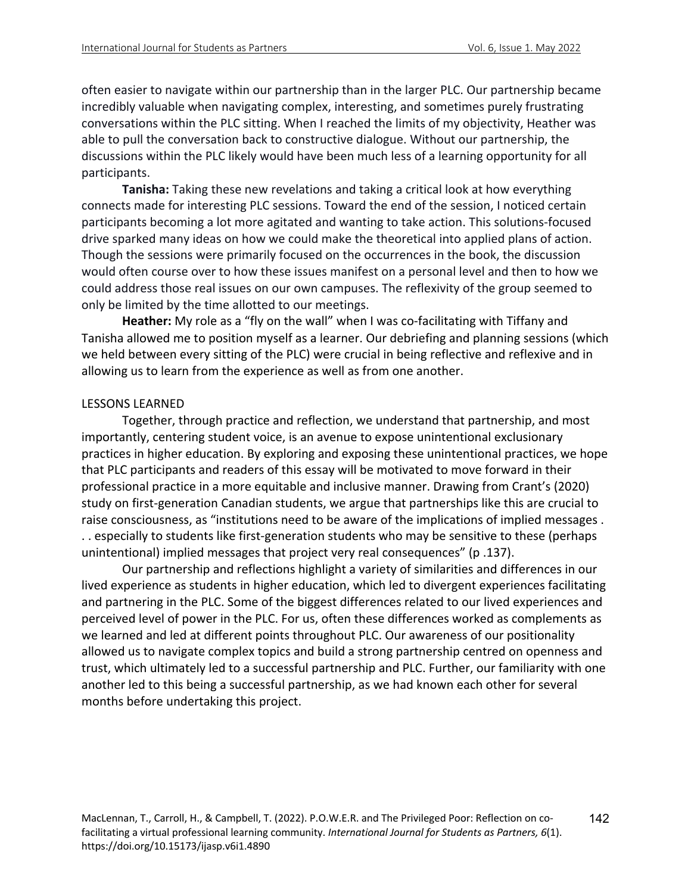often easier to navigate within our partnership than in the larger PLC. Our partnership became incredibly valuable when navigating complex, interesting, and sometimes purely frustrating conversations within the PLC sitting. When I reached the limits of my objectivity, Heather was able to pull the conversation back to constructive dialogue. Without our partnership, the discussions within the PLC likely would have been much less of a learning opportunity for all participants.

**Tanisha:** Taking these new revelations and taking a critical look at how everything connects made for interesting PLC sessions. Toward the end of the session, I noticed certain participants becoming a lot more agitated and wanting to take action. This solutions-focused drive sparked many ideas on how we could make the theoretical into applied plans of action. Though the sessions were primarily focused on the occurrences in the book, the discussion would often course over to how these issues manifest on a personal level and then to how we could address those real issues on our own campuses. The reflexivity of the group seemed to only be limited by the time allotted to our meetings.

**Heather:** My role as a "fly on the wall" when I was co-facilitating with Tiffany and Tanisha allowed me to position myself as a learner. Our debriefing and planning sessions (which we held between every sitting of the PLC) were crucial in being reflective and reflexive and in allowing us to learn from the experience as well as from one another.

## LESSONS LEARNED

Together, through practice and reflection, we understand that partnership, and most importantly, centering student voice, is an avenue to expose unintentional exclusionary practices in higher education. By exploring and exposing these unintentional practices, we hope that PLC participants and readers of this essay will be motivated to move forward in their professional practice in a more equitable and inclusive manner. Drawing from Crant's (2020) study on first-generation Canadian students, we argue that partnerships like this are crucial to raise consciousness, as "institutions need to be aware of the implications of implied messages . . . especially to students like first-generation students who may be sensitive to these (perhaps unintentional) implied messages that project very real consequences" (p .137).

Our partnership and reflections highlight a variety of similarities and differences in our lived experience as students in higher education, which led to divergent experiences facilitating and partnering in the PLC. Some of the biggest differences related to our lived experiences and perceived level of power in the PLC. For us, often these differences worked as complements as we learned and led at different points throughout PLC. Our awareness of our positionality allowed us to navigate complex topics and build a strong partnership centred on openness and trust, which ultimately led to a successful partnership and PLC. Further, our familiarity with one another led to this being a successful partnership, as we had known each other for several months before undertaking this project.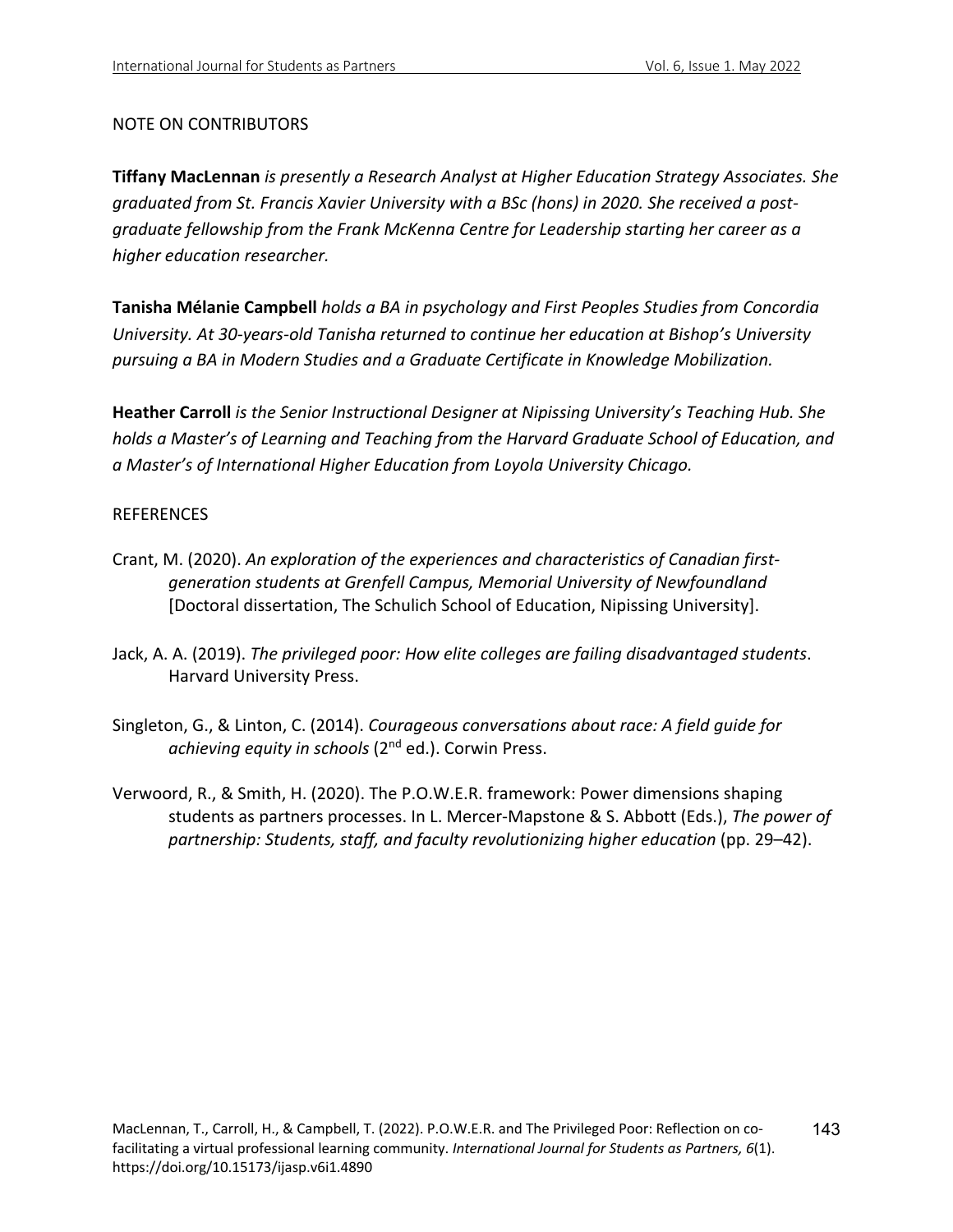## NOTE ON CONTRIBUTORS

**Tiffany MacLennan** *is presently a Research Analyst at Higher Education Strategy Associates. She graduated from St. Francis Xavier University with a BSc (hons) in 2020. She received a post-graduate fellowship from the Frank McKenna Centre for Leadership starting her career as a higher education researcher.*

**Tanisha Mélanie Campbell** *holds a BA in psychology and First Peoples Studies from Concordia University. At 30-years-old Tanisha returned to continue her education at Bishop's University pursuing a BA in Modern Studies and a Graduate Certificate in Knowledge Mobilization.*

**Heather Carroll** *is the Senior Instructional Designer at Nipissing University's Teaching Hub. She holds a Master's of Learning and Teaching from the Harvard Graduate School of Education, and a Master's of International Higher Education from Loyola University Chicago.*

## REFERENCES

Crant, M. (2020). *An exploration of the experiences and characteristics of Canadian first-generation students at Grenfell Campus, Memorial University of Newfoundland* [Doctoral dissertation, The Schulich School of Education, Nipissing University].

Jack, A. A. (2019). *The privileged poor: How elite colleges are failing disadvantaged students*. Harvard University Press.

Singleton, G., & Linton, C. (2014). *Courageous conversations about race: A field guide for achieving equity in schools* (2nd ed.). Corwin Press.

Verwoord, R., & Smith, H. (2020). The P.O.W.E.R. framework: Power dimensions shaping students as partners processes. In L. Mercer-Mapstone & S. Abbott (Eds.), *The power of partnership: Students, staff, and faculty revolutionizing higher education* (pp. 29–42).